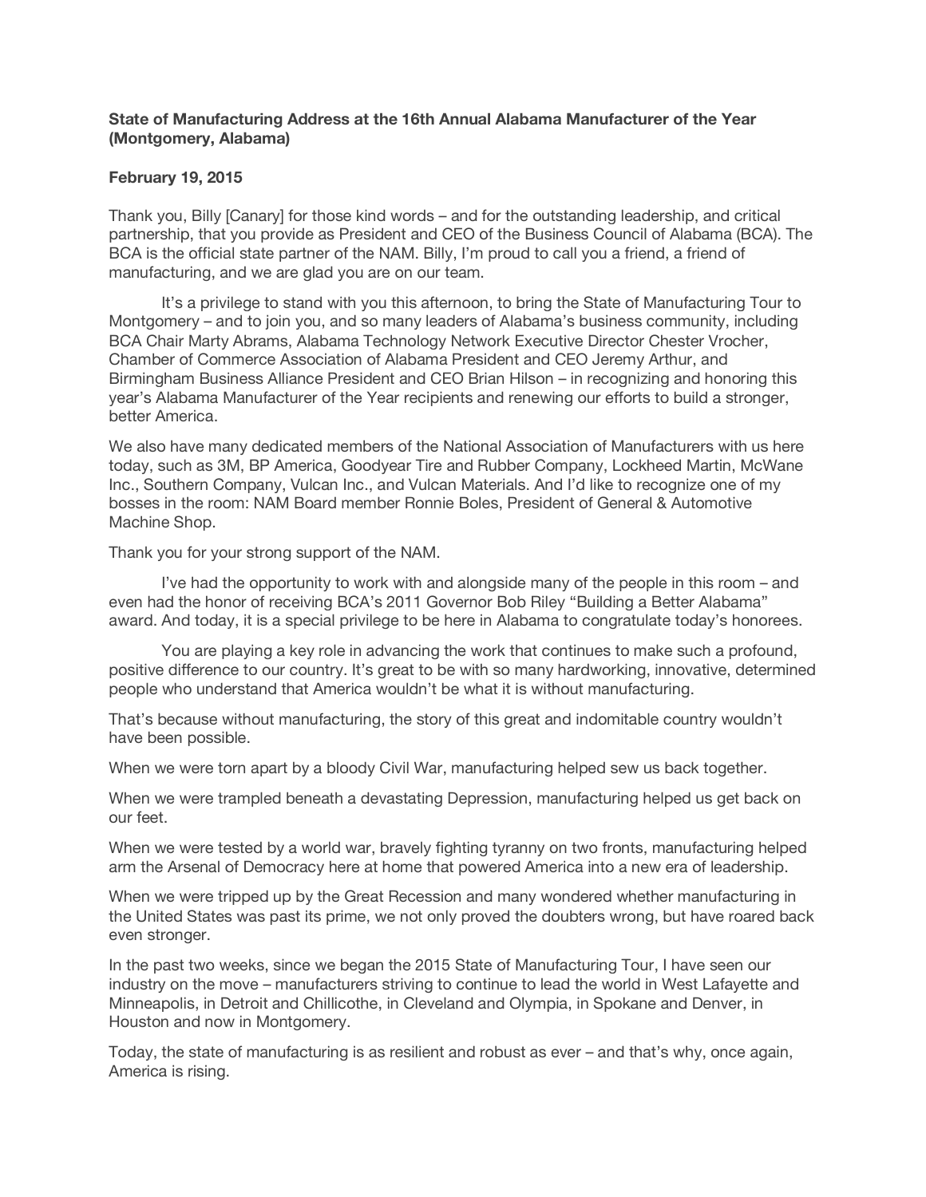**State of Manufacturing Address at the 16th Annual Alabama Manufacturer of the Year (Montgomery, Alabama)**

**February 19, 2015**

Thank you, Billy [Canary] for those kind words – and for the outstanding leadership, and critical partnership, that you provide as President and CEO of the Business Council of Alabama (BCA). The BCA is the official state partner of the NAM. Billy, I'm proud to call you a friend, a friend of manufacturing, and we are glad you are on our team.

It's a privilege to stand with you this afternoon, to bring the State of Manufacturing Tour to Montgomery – and to join you, and so many leaders of Alabama's business community, including BCA Chair Marty Abrams, Alabama Technology Network Executive Director Chester Vrocher, Chamber of Commerce Association of Alabama President and CEO Jeremy Arthur, and Birmingham Business Alliance President and CEO Brian Hilson – in recognizing and honoring this year's Alabama Manufacturer of the Year recipients and renewing our efforts to build a stronger, better America.

We also have many dedicated members of the National Association of Manufacturers with us here today, such as 3M, BP America, Goodyear Tire and Rubber Company, Lockheed Martin, McWane Inc., Southern Company, Vulcan Inc., and Vulcan Materials. And I'd like to recognize one of my bosses in the room: NAM Board member Ronnie Boles, President of General & Automotive Machine Shop.

Thank you for your strong support of the NAM.

I've had the opportunity to work with and alongside many of the people in this room – and even had the honor of receiving BCA's 2011 Governor Bob Riley "Building a Better Alabama" award. And today, it is a special privilege to be here in Alabama to congratulate today's honorees.

You are playing a key role in advancing the work that continues to make such a profound, positive difference to our country. It's great to be with so many hardworking, innovative, determined people who understand that America wouldn't be what it is without manufacturing.

That's because without manufacturing, the story of this great and indomitable country wouldn't have been possible.

When we were torn apart by a bloody Civil War, manufacturing helped sew us back together.

When we were trampled beneath a devastating Depression, manufacturing helped us get back on our feet.

When we were tested by a world war, bravely fighting tyranny on two fronts, manufacturing helped arm the Arsenal of Democracy here at home that powered America into a new era of leadership.

When we were tripped up by the Great Recession and many wondered whether manufacturing in the United States was past its prime, we not only proved the doubters wrong, but have roared back even stronger.

In the past two weeks, since we began the 2015 State of Manufacturing Tour, I have seen our industry on the move – manufacturers striving to continue to lead the world in West Lafayette and Minneapolis, in Detroit and Chillicothe, in Cleveland and Olympia, in Spokane and Denver, in Houston and now in Montgomery.

Today, the state of manufacturing is as resilient and robust as ever – and that's why, once again, America is rising.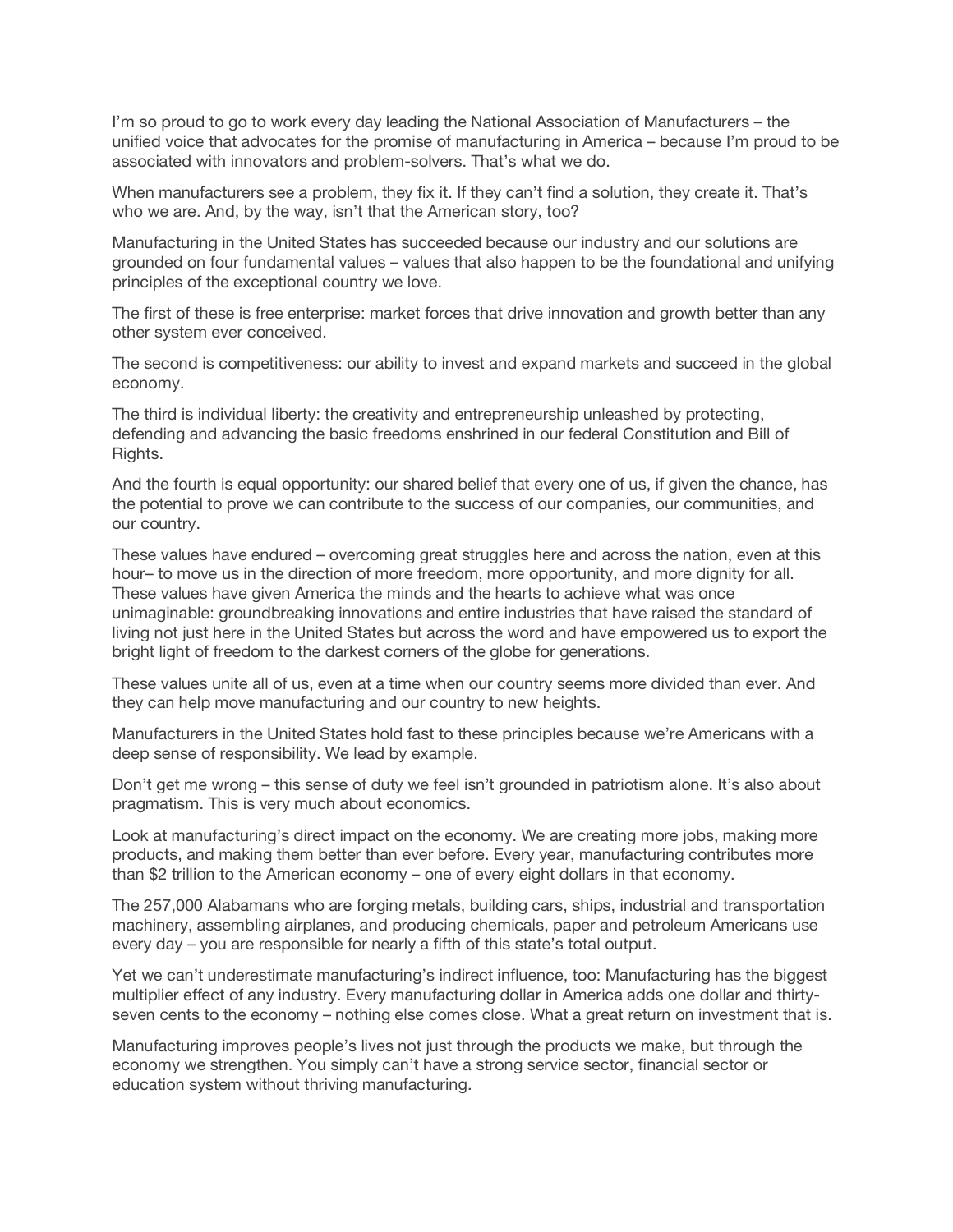I'm so proud to go to work every day leading the National Association of Manufacturers – the unified voice that advocates for the promise of manufacturing in America – because I'm proud to be associated with innovators and problem-solvers. That's what we do.

When manufacturers see a problem, they fix it. If they can't find a solution, they create it. That's who we are. And, by the way, isn't that the American story, too?

Manufacturing in the United States has succeeded because our industry and our solutions are grounded on four fundamental values – values that also happen to be the foundational and unifying principles of the exceptional country we love.

The first of these is free enterprise: market forces that drive innovation and growth better than any other system ever conceived.

The second is competitiveness: our ability to invest and expand markets and succeed in the global economy.

The third is individual liberty: the creativity and entrepreneurship unleashed by protecting, defending and advancing the basic freedoms enshrined in our federal Constitution and Bill of Rights.

And the fourth is equal opportunity: our shared belief that every one of us, if given the chance, has the potential to prove we can contribute to the success of our companies, our communities, and our country.

These values have endured – overcoming great struggles here and across the nation, even at this hour– to move us in the direction of more freedom, more opportunity, and more dignity for all. These values have given America the minds and the hearts to achieve what was once unimaginable: groundbreaking innovations and entire industries that have raised the standard of living not just here in the United States but across the word and have empowered us to export the bright light of freedom to the darkest corners of the globe for generations.

These values unite all of us, even at a time when our country seems more divided than ever. And they can help move manufacturing and our country to new heights.

Manufacturers in the United States hold fast to these principles because we're Americans with a deep sense of responsibility. We lead by example.

Don't get me wrong – this sense of duty we feel isn't grounded in patriotism alone. It's also about pragmatism. This is very much about economics.

Look at manufacturing's direct impact on the economy. We are creating more jobs, making more products, and making them better than ever before. Every year, manufacturing contributes more than $2 trillion to the American economy – one of every eight dollars in that economy.

The 257,000 Alabamans who are forging metals, building cars, ships, industrial and transportation machinery, assembling airplanes, and producing chemicals, paper and petroleum Americans use every day – you are responsible for nearly a fifth of this state's total output.

Yet we can't underestimate manufacturing's indirect influence, too: Manufacturing has the biggest multiplier effect of any industry. Every manufacturing dollar in America adds one dollar and thirty-seven cents to the economy – nothing else comes close. What a great return on investment that is.

Manufacturing improves people's lives not just through the products we make, but through the economy we strengthen. You simply can't have a strong service sector, financial sector or education system without thriving manufacturing.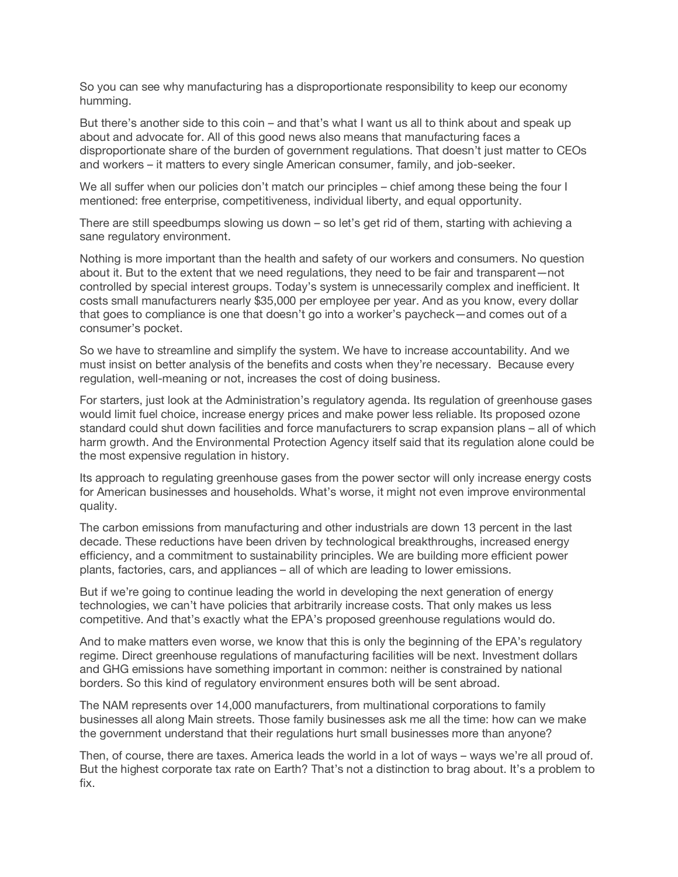So you can see why manufacturing has a disproportionate responsibility to keep our economy humming.

But there's another side to this coin – and that's what I want us all to think about and speak up about and advocate for. All of this good news also means that manufacturing faces a disproportionate share of the burden of government regulations. That doesn't just matter to CEOs and workers – it matters to every single American consumer, family, and job-seeker.

We all suffer when our policies don't match our principles – chief among these being the four I mentioned: free enterprise, competitiveness, individual liberty, and equal opportunity.

There are still speedbumps slowing us down – so let's get rid of them, starting with achieving a sane regulatory environment.

Nothing is more important than the health and safety of our workers and consumers. No question about it. But to the extent that we need regulations, they need to be fair and transparent—not controlled by special interest groups. Today's system is unnecessarily complex and inefficient. It costs small manufacturers nearly $35,000 per employee per year. And as you know, every dollar that goes to compliance is one that doesn't go into a worker's paycheck—and comes out of a consumer's pocket.

So we have to streamline and simplify the system. We have to increase accountability. And we must insist on better analysis of the benefits and costs when they're necessary. Because every regulation, well-meaning or not, increases the cost of doing business.

For starters, just look at the Administration's regulatory agenda. Its regulation of greenhouse gases would limit fuel choice, increase energy prices and make power less reliable. Its proposed ozone standard could shut down facilities and force manufacturers to scrap expansion plans – all of which harm growth. And the Environmental Protection Agency itself said that its regulation alone could be the most expensive regulation in history.

Its approach to regulating greenhouse gases from the power sector will only increase energy costs for American businesses and households. What's worse, it might not even improve environmental quality.

The carbon emissions from manufacturing and other industrials are down 13 percent in the last decade. These reductions have been driven by technological breakthroughs, increased energy efficiency, and a commitment to sustainability principles. We are building more efficient power plants, factories, cars, and appliances – all of which are leading to lower emissions.

But if we're going to continue leading the world in developing the next generation of energy technologies, we can't have policies that arbitrarily increase costs. That only makes us less competitive. And that's exactly what the EPA's proposed greenhouse regulations would do.

And to make matters even worse, we know that this is only the beginning of the EPA's regulatory regime. Direct greenhouse regulations of manufacturing facilities will be next. Investment dollars and GHG emissions have something important in common: neither is constrained by national borders. So this kind of regulatory environment ensures both will be sent abroad.

The NAM represents over 14,000 manufacturers, from multinational corporations to family businesses all along Main streets. Those family businesses ask me all the time: how can we make the government understand that their regulations hurt small businesses more than anyone?

Then, of course, there are taxes. America leads the world in a lot of ways – ways we're all proud of. But the highest corporate tax rate on Earth? That's not a distinction to brag about. It's a problem to fix.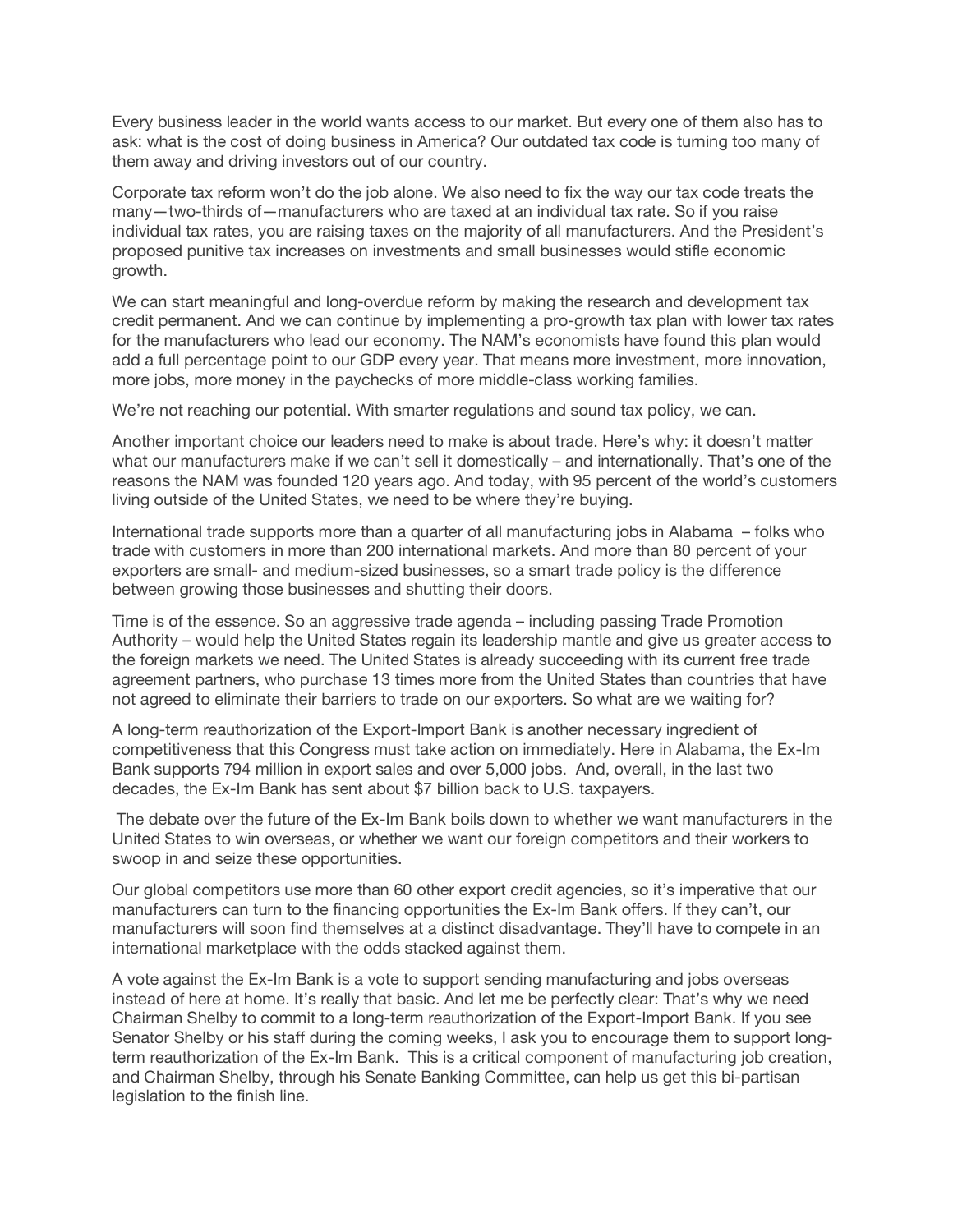Every business leader in the world wants access to our market. But every one of them also has to ask: what is the cost of doing business in America? Our outdated tax code is turning too many of them away and driving investors out of our country.

Corporate tax reform won't do the job alone. We also need to fix the way our tax code treats the many—two-thirds of—manufacturers who are taxed at an individual tax rate. So if you raise individual tax rates, you are raising taxes on the majority of all manufacturers. And the President's proposed punitive tax increases on investments and small businesses would stifle economic growth.

We can start meaningful and long-overdue reform by making the research and development tax credit permanent. And we can continue by implementing a pro-growth tax plan with lower tax rates for the manufacturers who lead our economy. The NAM's economists have found this plan would add a full percentage point to our GDP every year. That means more investment, more innovation, more jobs, more money in the paychecks of more middle-class working families.

We're not reaching our potential. With smarter regulations and sound tax policy, we can.

Another important choice our leaders need to make is about trade. Here's why: it doesn't matter what our manufacturers make if we can't sell it domestically – and internationally. That's one of the reasons the NAM was founded 120 years ago. And today, with 95 percent of the world's customers living outside of the United States, we need to be where they're buying.

International trade supports more than a quarter of all manufacturing jobs in Alabama – folks who trade with customers in more than 200 international markets. And more than 80 percent of your exporters are small- and medium-sized businesses, so a smart trade policy is the difference between growing those businesses and shutting their doors.

Time is of the essence. So an aggressive trade agenda – including passing Trade Promotion Authority – would help the United States regain its leadership mantle and give us greater access to the foreign markets we need. The United States is already succeeding with its current free trade agreement partners, who purchase 13 times more from the United States than countries that have not agreed to eliminate their barriers to trade on our exporters. So what are we waiting for?

A long-term reauthorization of the Export-Import Bank is another necessary ingredient of competitiveness that this Congress must take action on immediately. Here in Alabama, the Ex-Im Bank supports 794 million in export sales and over 5,000 jobs. And, overall, in the last two decades, the Ex-Im Bank has sent about $7 billion back to U.S. taxpayers.

The debate over the future of the Ex-Im Bank boils down to whether we want manufacturers in the United States to win overseas, or whether we want our foreign competitors and their workers to swoop in and seize these opportunities.

Our global competitors use more than 60 other export credit agencies, so it's imperative that our manufacturers can turn to the financing opportunities the Ex-Im Bank offers. If they can't, our manufacturers will soon find themselves at a distinct disadvantage. They'll have to compete in an international marketplace with the odds stacked against them.

A vote against the Ex-Im Bank is a vote to support sending manufacturing and jobs overseas instead of here at home. It's really that basic. And let me be perfectly clear: That's why we need Chairman Shelby to commit to a long-term reauthorization of the Export-Import Bank. If you see Senator Shelby or his staff during the coming weeks, I ask you to encourage them to support long-term reauthorization of the Ex-Im Bank. This is a critical component of manufacturing job creation, and Chairman Shelby, through his Senate Banking Committee, can help us get this bi-partisan legislation to the finish line.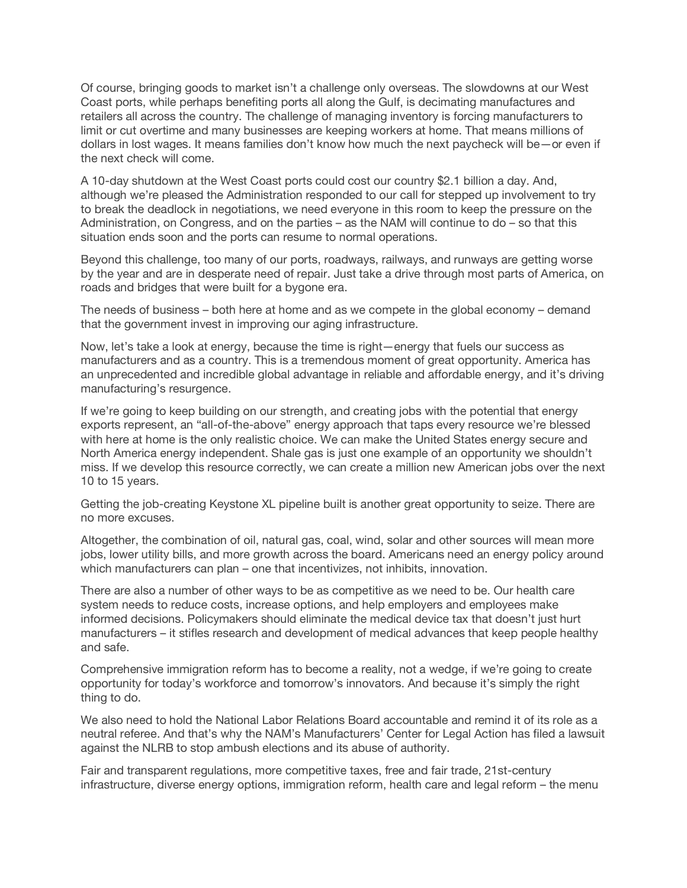Of course, bringing goods to market isn't a challenge only overseas. The slowdowns at our West Coast ports, while perhaps benefiting ports all along the Gulf, is decimating manufactures and retailers all across the country. The challenge of managing inventory is forcing manufacturers to limit or cut overtime and many businesses are keeping workers at home. That means millions of dollars in lost wages. It means families don't know how much the next paycheck will be—or even if the next check will come.

A 10-day shutdown at the West Coast ports could cost our country $2.1 billion a day. And, although we're pleased the Administration responded to our call for stepped up involvement to try to break the deadlock in negotiations, we need everyone in this room to keep the pressure on the Administration, on Congress, and on the parties – as the NAM will continue to do – so that this situation ends soon and the ports can resume to normal operations.

Beyond this challenge, too many of our ports, roadways, railways, and runways are getting worse by the year and are in desperate need of repair. Just take a drive through most parts of America, on roads and bridges that were built for a bygone era.

The needs of business – both here at home and as we compete in the global economy – demand that the government invest in improving our aging infrastructure.

Now, let's take a look at energy, because the time is right—energy that fuels our success as manufacturers and as a country. This is a tremendous moment of great opportunity. America has an unprecedented and incredible global advantage in reliable and affordable energy, and it's driving manufacturing's resurgence.

If we're going to keep building on our strength, and creating jobs with the potential that energy exports represent, an "all-of-the-above" energy approach that taps every resource we're blessed with here at home is the only realistic choice. We can make the United States energy secure and North America energy independent. Shale gas is just one example of an opportunity we shouldn't miss. If we develop this resource correctly, we can create a million new American jobs over the next 10 to 15 years.

Getting the job-creating Keystone XL pipeline built is another great opportunity to seize. There are no more excuses.

Altogether, the combination of oil, natural gas, coal, wind, solar and other sources will mean more jobs, lower utility bills, and more growth across the board. Americans need an energy policy around which manufacturers can plan – one that incentivizes, not inhibits, innovation.

There are also a number of other ways to be as competitive as we need to be. Our health care system needs to reduce costs, increase options, and help employers and employees make informed decisions. Policymakers should eliminate the medical device tax that doesn't just hurt manufacturers – it stifles research and development of medical advances that keep people healthy and safe.

Comprehensive immigration reform has to become a reality, not a wedge, if we're going to create opportunity for today's workforce and tomorrow's innovators. And because it's simply the right thing to do.

We also need to hold the National Labor Relations Board accountable and remind it of its role as a neutral referee. And that's why the NAM's Manufacturers' Center for Legal Action has filed a lawsuit against the NLRB to stop ambush elections and its abuse of authority.

Fair and transparent regulations, more competitive taxes, free and fair trade, 21st-century infrastructure, diverse energy options, immigration reform, health care and legal reform – the menu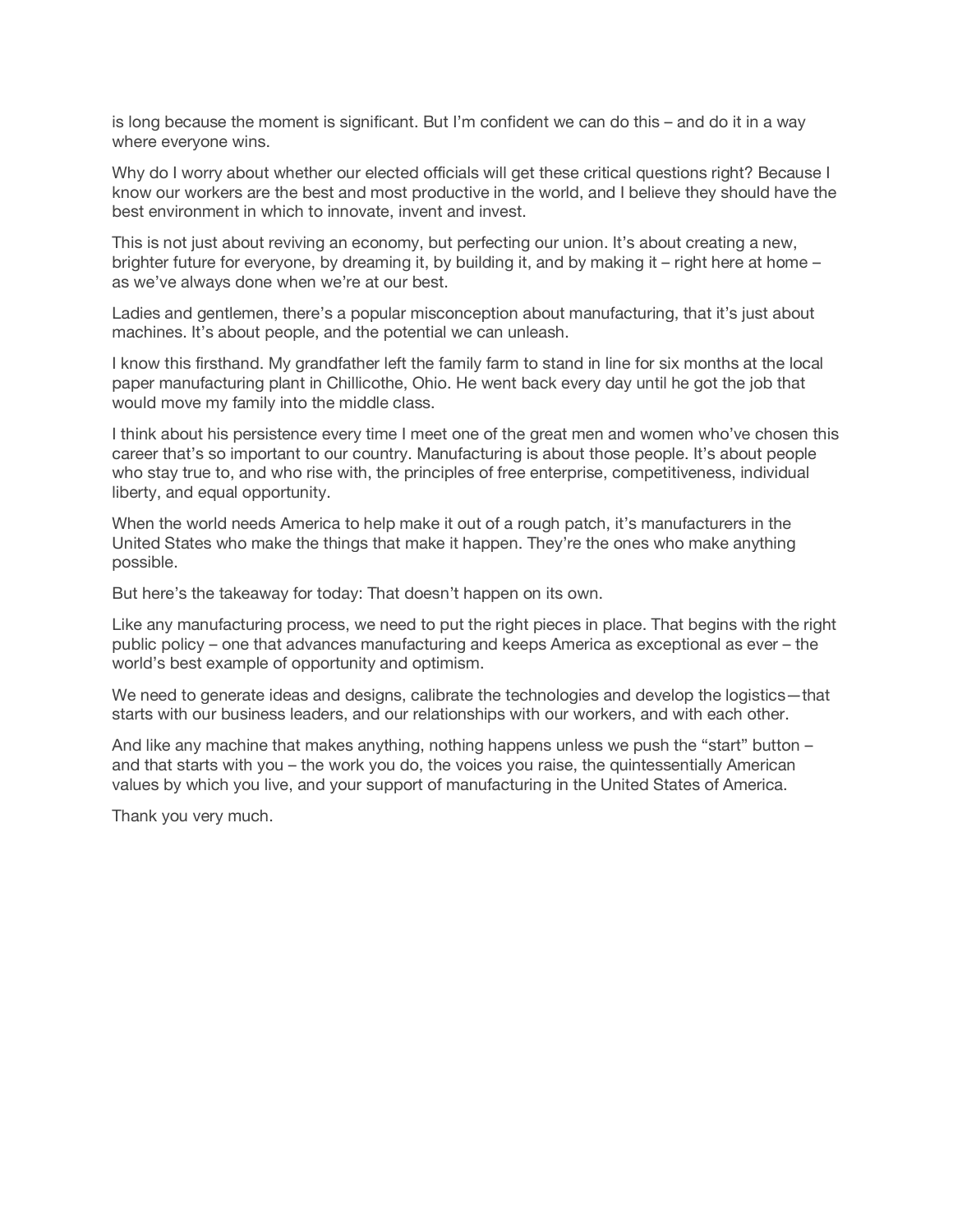is long because the moment is significant. But I'm confident we can do this – and do it in a way where everyone wins.

Why do I worry about whether our elected officials will get these critical questions right? Because I know our workers are the best and most productive in the world, and I believe they should have the best environment in which to innovate, invent and invest.

This is not just about reviving an economy, but perfecting our union. It's about creating a new, brighter future for everyone, by dreaming it, by building it, and by making it – right here at home – as we've always done when we're at our best.

Ladies and gentlemen, there's a popular misconception about manufacturing, that it's just about machines. It's about people, and the potential we can unleash.

I know this firsthand. My grandfather left the family farm to stand in line for six months at the local paper manufacturing plant in Chillicothe, Ohio. He went back every day until he got the job that would move my family into the middle class.

I think about his persistence every time I meet one of the great men and women who've chosen this career that's so important to our country. Manufacturing is about those people. It's about people who stay true to, and who rise with, the principles of free enterprise, competitiveness, individual liberty, and equal opportunity.

When the world needs America to help make it out of a rough patch, it's manufacturers in the United States who make the things that make it happen. They're the ones who make anything possible.

But here's the takeaway for today: That doesn't happen on its own.

Like any manufacturing process, we need to put the right pieces in place. That begins with the right public policy – one that advances manufacturing and keeps America as exceptional as ever – the world's best example of opportunity and optimism.

We need to generate ideas and designs, calibrate the technologies and develop the logistics—that starts with our business leaders, and our relationships with our workers, and with each other.

And like any machine that makes anything, nothing happens unless we push the "start" button – and that starts with you – the work you do, the voices you raise, the quintessentially American values by which you live, and your support of manufacturing in the United States of America.

Thank you very much.